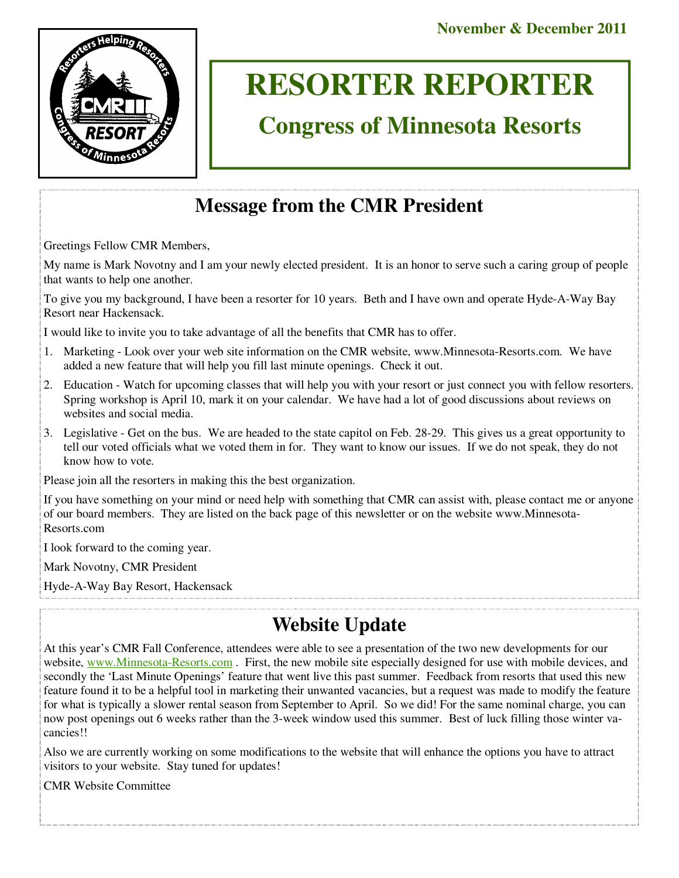November & December 2011

# RESORTER REPORTER

## Congress of Minnesota Resorts

## Message from the CMR President

Greetings Fellow CMR Members,

My name is Mark Novotny and I am your newly elected president. It is an honor to serve such a caring group of people that wants to help one another.

To give you my background, I have been a resorter for 10 years. Beth and I have own and operate Hyde-A-Way Bay Resort near Hackensack.

I would like to invite you to take advantage of all the benefits that CMR has to offer.

1. Marketing - Look over your web site information on the CMR website, www.Minnesota-Resorts.com. We have added a new feature that will help you fill last minute openings. Check it out.
2. Education - Watch for upcoming classes that will help you with your resort or just connect you with fellow resorters. Spring workshop is April 10, mark it on your calendar. We have had a lot of good discussions about reviews on websites and social media.
3. Legislative - Get on the bus. We are headed to the state capitol on Feb. 28-29. This gives us a great opportunity to tell our voted officials what we voted them in for. They want to know our issues. If we do not speak, they do not know how to vote.

Please join all the resorters in making this the best organization.

If you have something on your mind or need help with something that CMR can assist with, please contact me or anyone of our board members. They are listed on the back page of this newsletter or on the website www.Minnesota-Resorts.com

I look forward to the coming year.

Mark Novotny, CMR President

Hyde-A-Way Bay Resort, Hackensack

## Website Update

At this year's CMR Fall Conference, attendees were able to see a presentation of the two new developments for our website, www.Minnesota-Resorts.com . First, the new mobile site especially designed for use with mobile devices, and secondly the 'Last Minute Openings' feature that went live this past summer. Feedback from resorts that used this new feature found it to be a helpful tool in marketing their unwanted vacancies, but a request was made to modify the feature for what is typically a slower rental season from September to April. So we did! For the same nominal charge, you can now post openings out 6 weeks rather than the 3-week window used this summer. Best of luck filling those winter vacancies!!

Also we are currently working on some modifications to the website that will enhance the options you have to attract visitors to your website. Stay tuned for updates!

CMR Website Committee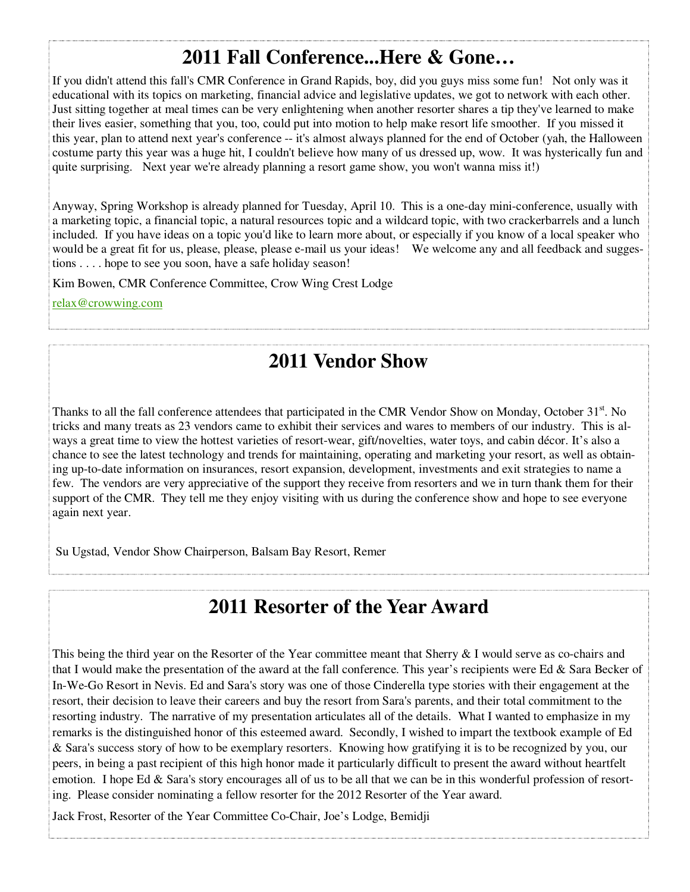## 2011 Fall Conference...Here & Gone…

If you didn't attend this fall's CMR Conference in Grand Rapids, boy, did you guys miss some fun! Not only was it educational with its topics on marketing, financial advice and legislative updates, we got to network with each other. Just sitting together at meal times can be very enlightening when another resorter shares a tip they've learned to make their lives easier, something that you, too, could put into motion to help make resort life smoother. If you missed it this year, plan to attend next year's conference -- it's almost always planned for the end of October (yah, the Halloween costume party this year was a huge hit, I couldn't believe how many of us dressed up, wow. It was hysterically fun and quite surprising. Next year we're already planning a resort game show, you won't wanna miss it!)

Anyway, Spring Workshop is already planned for Tuesday, April 10. This is a one-day mini-conference, usually with a marketing topic, a financial topic, a natural resources topic and a wildcard topic, with two crackerbarrels and a lunch included. If you have ideas on a topic you'd like to learn more about, or especially if you know of a local speaker who would be a great fit for us, please, please, please e-mail us your ideas! We welcome any and all feedback and suggestions . . . . hope to see you soon, have a safe holiday season!

Kim Bowen, CMR Conference Committee, Crow Wing Crest Lodge

relax@crowwing.com

## 2011 Vendor Show

Thanks to all the fall conference attendees that participated in the CMR Vendor Show on Monday, October 31st. No tricks and many treats as 23 vendors came to exhibit their services and wares to members of our industry. This is always a great time to view the hottest varieties of resort-wear, gift/novelties, water toys, and cabin décor. It's also a chance to see the latest technology and trends for maintaining, operating and marketing your resort, as well as obtaining up-to-date information on insurances, resort expansion, development, investments and exit strategies to name a few. The vendors are very appreciative of the support they receive from resorters and we in turn thank them for their support of the CMR. They tell me they enjoy visiting with us during the conference show and hope to see everyone again next year.

Su Ugstad, Vendor Show Chairperson, Balsam Bay Resort, Remer

## 2011 Resorter of the Year Award

This being the third year on the Resorter of the Year committee meant that Sherry & I would serve as co-chairs and that I would make the presentation of the award at the fall conference. This year's recipients were Ed & Sara Becker of In-We-Go Resort in Nevis. Ed and Sara's story was one of those Cinderella type stories with their engagement at the resort, their decision to leave their careers and buy the resort from Sara's parents, and their total commitment to the resorting industry. The narrative of my presentation articulates all of the details. What I wanted to emphasize in my remarks is the distinguished honor of this esteemed award. Secondly, I wished to impart the textbook example of Ed & Sara's success story of how to be exemplary resorters. Knowing how gratifying it is to be recognized by you, our peers, in being a past recipient of this high honor made it particularly difficult to present the award without heartfelt emotion. I hope Ed & Sara's story encourages all of us to be all that we can be in this wonderful profession of resorting. Please consider nominating a fellow resorter for the 2012 Resorter of the Year award.

Jack Frost, Resorter of the Year Committee Co-Chair, Joe's Lodge, Bemidji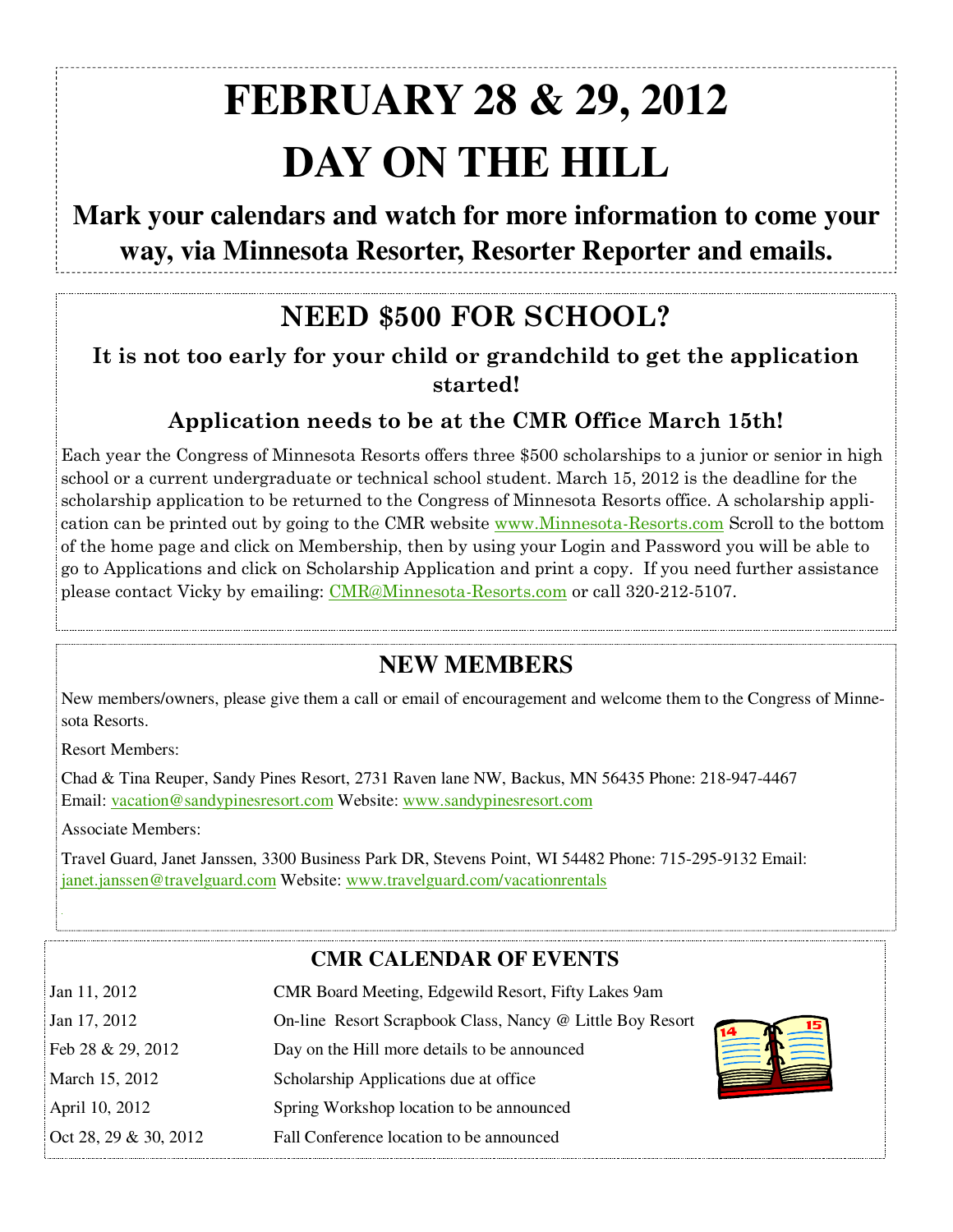# FEBRUARY 28 & 29, 2012

# DAY ON THE HILL

**Mark your calendars and watch for more information to come your way, via Minnesota Resorter, Resorter Reporter and emails.**

## NEED $500 FOR SCHOOL?

**It is not too early for your child or grandchild to get the application started!**

**Application needs to be at the CMR Office March 15th!**

Each year the Congress of Minnesota Resorts offers three $500 scholarships to a junior or senior in high school or a current undergraduate or technical school student. March 15, 2012 is the deadline for the scholarship application to be returned to the Congress of Minnesota Resorts office. A scholarship application can be printed out by going to the CMR website www.Minnesota-Resorts.com Scroll to the bottom of the home page and click on Membership, then by using your Login and Password you will be able to go to Applications and click on Scholarship Application and print a copy. If you need further assistance please contact Vicky by emailing: CMR@Minnesota-Resorts.com or call 320-212-5107.

## NEW MEMBERS

New members/owners, please give them a call or email of encouragement and welcome them to the Congress of Minnesota Resorts.

Resort Members:

Chad & Tina Reuper, Sandy Pines Resort, 2731 Raven lane NW, Backus, MN 56435 Phone: 218-947-4467 Email: vacation@sandypinesresort.com Website: www.sandypinesresort.com

Associate Members:

Travel Guard, Janet Janssen, 3300 Business Park DR, Stevens Point, WI 54482 Phone: 715-295-9132 Email: janet.janssen@travelguard.com Website: www.travelguard.com/vacationrentals

## CMR CALENDAR OF EVENTS

| Date | Event |
|---|---|
| Jan 11, 2012 | CMR Board Meeting, Edgewild Resort, Fifty Lakes 9am |
| Jan 17, 2012 | On-line Resort Scrapbook Class, Nancy @ Little Boy Resort |
| Feb 28 & 29, 2012 | Day on the Hill more details to be announced |
| March 15, 2012 | Scholarship Applications due at office |
| April 10, 2012 | Spring Workshop location to be announced |
| Oct 28, 29 & 30, 2012 | Fall Conference location to be announced |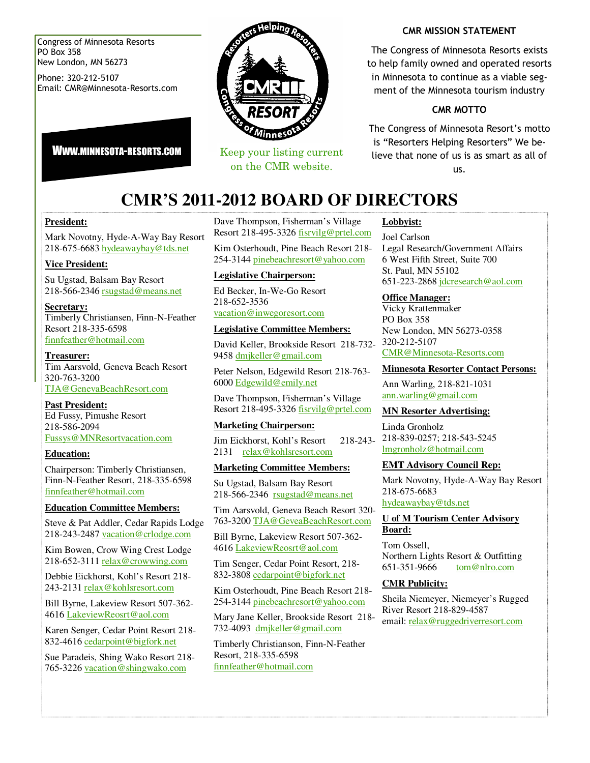Congress of Minnesota Resorts
PO Box 358
New London, MN 56273

Phone: 320-212-5107
Email: CMR@Minnesota-Resorts.com

**WWW.MINNESOTA-RESORTS.COM**

Keep your listing current on the CMR website.

**CMR MISSION STATEMENT**

The Congress of Minnesota Resorts exists to help family owned and operated resorts in Minnesota to continue as a viable segment of the Minnesota tourism industry

**CMR MOTTO**

The Congress of Minnesota Resort's motto is "Resorters Helping Resorters" We believe that none of us is as smart as all of us.

# CMR'S 2011-2012 BOARD OF DIRECTORS

**President:**

Mark Novotny, Hyde-A-Way Bay Resort 218-675-6683 hydeawaybay@tds.net

**Vice President:**

Su Ugstad, Balsam Bay Resort 218-566-2346 rsugstad@means.net

**Secretary:**
Timberly Christiansen, Finn-N-Feather Resort 218-335-6598 finnfeather@hotmail.com

**Treasurer:**
Tim Aarsvold, Geneva Beach Resort 320-763-3200 TJA@GenevaBeachResort.com

**Past President:**
Ed Fussy, Pimushe Resort 218-586-2094 Fussys@MNResortvacation.com

**Education:**

Chairperson: Timberly Christiansen, Finn-N-Feather Resort, 218-335-6598 finnfeather@hotmail.com

**Education Committee Members:**

Steve & Pat Addler, Cedar Rapids Lodge 218-243-2487 vacation@crlodge.com

Kim Bowen, Crow Wing Crest Lodge 218-652-3111 relax@crowwing.com

Debbie Eickhorst, Kohl's Resort 218-243-2131 relax@kohlsresort.com

Bill Byrne, Lakeview Resort 507-362-4616 LakeviewReosrt@aol.com

Karen Senger, Cedar Point Resort 218-832-4616 cedarpoint@bigfork.net

Sue Paradeis, Shing Wako Resort 218-765-3226 vacation@shingwako.com

Dave Thompson, Fisherman's Village Resort 218-495-3326 fisrvilg@prtel.com

Kim Osterhoudt, Pine Beach Resort 218-254-3144 pinebeachresort@yahoo.com

**Legislative Chairperson:**

Ed Becker, In-We-Go Resort 218-652-3536 vacation@inwegoresort.com

**Legislative Committee Members:**

David Keller, Brookside Resort 218-732-9458 dmjkeller@gmail.com

Peter Nelson, Edgewild Resort 218-763-6000 Edgewild@emily.net

Dave Thompson, Fisherman's Village Resort 218-495-3326 fisrvilg@prtel.com

**Marketing Chairperson:**

Jim Eickhorst, Kohl's Resort 218-243-2131 relax@kohlsresort.com

**Marketing Committee Members:**

Su Ugstad, Balsam Bay Resort 218-566-2346 rsugstad@means.net

Tim Aarsvold, Geneva Beach Resort 320-763-3200 TJA@GeveaBeachResort.com

Bill Byrne, Lakeview Resort 507-362-4616 LakeviewReosrt@aol.com

Tim Senger, Cedar Point Resort, 218-832-3808 cedarpoint@bigfork.net

Kim Osterhoudt, Pine Beach Resort 218-254-3144 pinebeachresort@yahoo.com

Mary Jane Keller, Brookside Resort 218-732-4093 dmjkeller@gmail.com

Timberly Christianson, Finn-N-Feather Resort, 218-335-6598 finnfeather@hotmail.com

**Lobbyist:**

Joel Carlson
Legal Research/Government Affairs
6 West Fifth Street, Suite 700
St. Paul, MN 55102
651-223-2868 jdcresearch@aol.com

**Office Manager:**
Vicky Krattenmaker
PO Box 358
New London, MN 56273-0358
320-212-5107
CMR@Minnesota-Resorts.com

**Minnesota Resorter Contact Persons:**

Ann Warling, 218-821-1031 ann.warling@gmail.com

**MN Resorter Advertising:**

Linda Gronholz
218-839-0257; 218-543-5245
lmgronholz@hotmail.com

**EMT Advisory Council Rep:**

Mark Novotny, Hyde-A-Way Bay Resort 218-675-6683 hydeawaybay@tds.net

**U of M Tourism Center Advisory Board:**

Tom Ossell,
Northern Lights Resort & Outfitting
651-351-9666 tom@nlro.com

**CMR Publicity:**

Sheila Niemeyer, Niemeyer's Rugged River Resort 218-829-4587
email: relax@ruggedriverresort.com